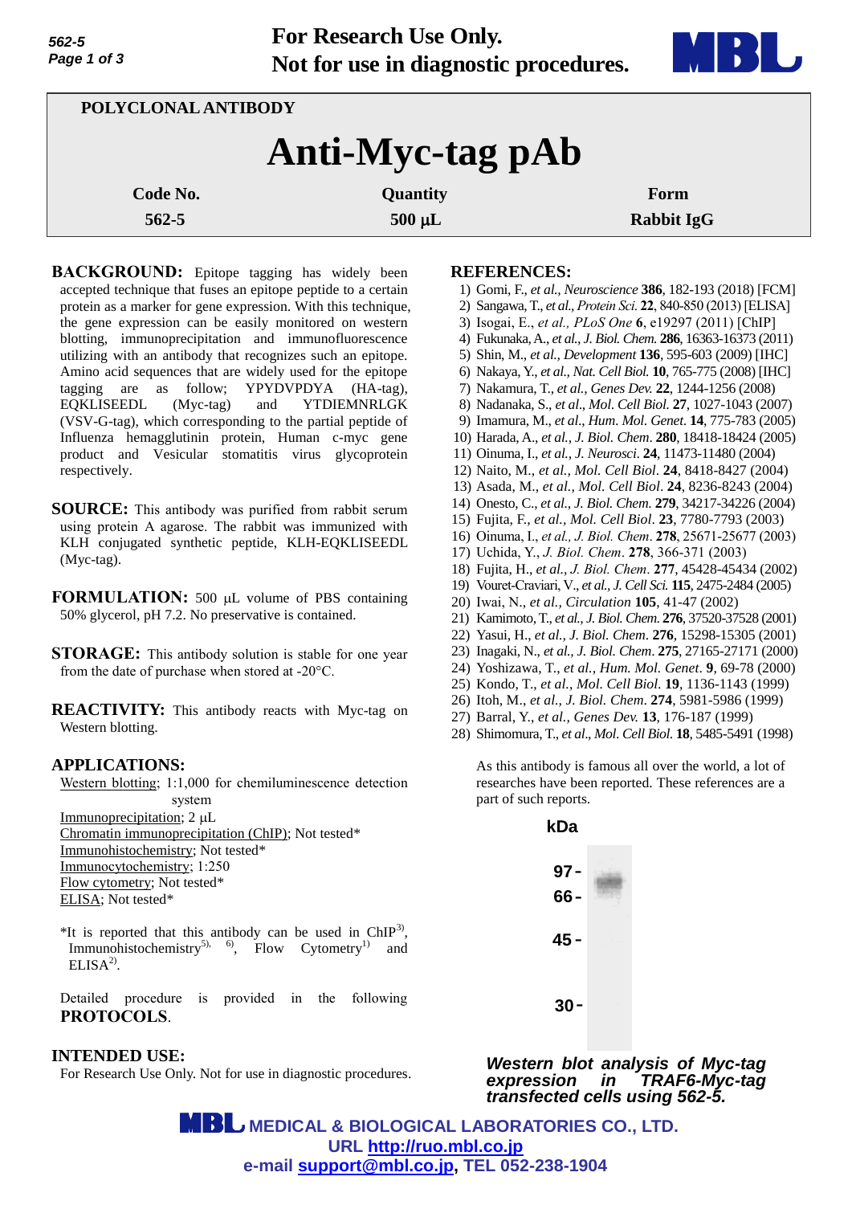For Research Use Only.
Not for use in diagnostic procedures.

POLYCLONAL ANTIBODY

# Anti-Myc-tag pAb

| Code No. | Quantity | Form |
|---|---|---|
| 562-5 | 500 µL | Rabbit IgG |

**BACKGROUND:** Epitope tagging has widely been accepted technique that fuses an epitope peptide to a certain protein as a marker for gene expression. With this technique, the gene expression can be easily monitored on western blotting, immunoprecipitation and immunofluorescence utilizing with an antibody that recognizes such an epitope. Amino acid sequences that are widely used for the epitope tagging are as follow; YPYDVPDYA (HA-tag), EQKLISEEDL (Myc-tag) and YTDIEMNRLGK (VSV-G-tag), which corresponding to the partial peptide of Influenza hemagglutinin protein, Human c-myc gene product and Vesicular stomatitis virus glycoprotein respectively.

**SOURCE:** This antibody was purified from rabbit serum using protein A agarose. The rabbit was immunized with KLH conjugated synthetic peptide, KLH-EQKLISEEDL (Myc-tag).

**FORMULATION:** 500 µL volume of PBS containing 50% glycerol, pH 7.2. No preservative is contained.

**STORAGE:** This antibody solution is stable for one year from the date of purchase when stored at -20°C.

**REACTIVITY:** This antibody reacts with Myc-tag on Western blotting.

**APPLICATIONS:**

Western blotting; 1:1,000 for chemiluminescence detection system
Immunoprecipitation; 2 µL
Chromatin immunoprecipitation (ChIP); Not tested*
Immunohistochemistry; Not tested*
Immunocytochemistry; 1:250
Flow cytometry; Not tested*
ELISA; Not tested*

*It is reported that this antibody can be used in ChIP[3], Immunohistochemistry[5), 6)], Flow Cytometry[1)] and ELISA[2)].

Detailed procedure is provided in the following **PROTOCOLS**.

**INTENDED USE:**
For Research Use Only. Not for use in diagnostic procedures.

**REFERENCES:**

1) Gomi, F., *et al., Neuroscience* **386**, 182-193 (2018) [FCM]
2) Sangawa, T., *et al., Protein Sci.* **22**, 840-850 (2013) [ELISA]
3) Isogai, E., *et al., PLoS One* **6**, e19297 (2011) [ChIP]
4) Fukunaka, A., *et al., J. Biol. Chem.* **286**, 16363-16373 (2011)
5) Shin, M., *et al., Development* **136**, 595-603 (2009) [IHC]
6) Nakaya, Y., *et al., Nat. Cell Biol.* **10**, 765-775 (2008) [IHC]
7) Nakamura, T., *et al., Genes Dev.* **22**, 1244-1256 (2008)
8) Nadanaka, S., *et al., Mol. Cell Biol.* **27**, 1027-1043 (2007)
9) Imamura, M., *et al., Hum. Mol. Genet.* **14**, 775-783 (2005)
10) Harada, A., *et al., J. Biol. Chem.* **280**, 18418-18424 (2005)
11) Oinuma, I., *et al., J. Neurosci.* **24**, 11473-11480 (2004)
12) Naito, M., *et al., Mol. Cell Biol.* **24**, 8418-8427 (2004)
13) Asada, M., *et al., Mol. Cell Biol.* **24**, 8236-8243 (2004)
14) Onesto, C., *et al., J. Biol. Chem.* **279**, 34217-34226 (2004)
15) Fujita, F., *et al., Mol. Cell Biol.* **23**, 7780-7793 (2003)
16) Oinuma, I., *et al., J. Biol. Chem.* **278**, 25671-25677 (2003)
17) Uchida, Y., *J. Biol. Chem.* **278**, 366-371 (2003)
18) Fujita, H., *et al., J. Biol. Chem.* **277**, 45428-45434 (2002)
19) Vouret-Craviari, V., *et al., J. Cell Sci.* **115**, 2475-2484 (2005)
20) Iwai, N., *et al., Circulation* **105**, 41-47 (2002)
21) Kamimoto, T., *et al., J. Biol. Chem.* **276**, 37520-37528 (2001)
22) Yasui, H., *et al., J. Biol. Chem.* **276**, 15298-15305 (2001)
23) Inagaki, N., *et al., J. Biol. Chem.* **275**, 27165-27171 (2000)
24) Yoshizawa, T., *et al., Hum. Mol. Genet.* **9**, 69-78 (2000)
25) Kondo, T., *et al., Mol. Cell Biol.* **19**, 1136-1143 (1999)
26) Itoh, M., *et al., J. Biol. Chem.* **274**, 5981-5986 (1999)
27) Barral, Y., *et al., Genes Dev.* **13**, 176-187 (1999)
28) Shimomura, T., *et al., Mol. Cell Biol.* **18**, 5485-5491 (1998)

As this antibody is famous all over the world, a lot of researches have been reported. These references are a part of such reports.

kDa
97 -
66 -
45 -
30 -

***Western blot analysis of Myc-tag expression in TRAF6-Myc-tag transfected cells using 562-5.***

**MEDICAL & BIOLOGICAL LABORATORIES CO., LTD.**
URL http://ruo.mbl.co.jp
e-mail support@mbl.co.jp, TEL 052-238-1904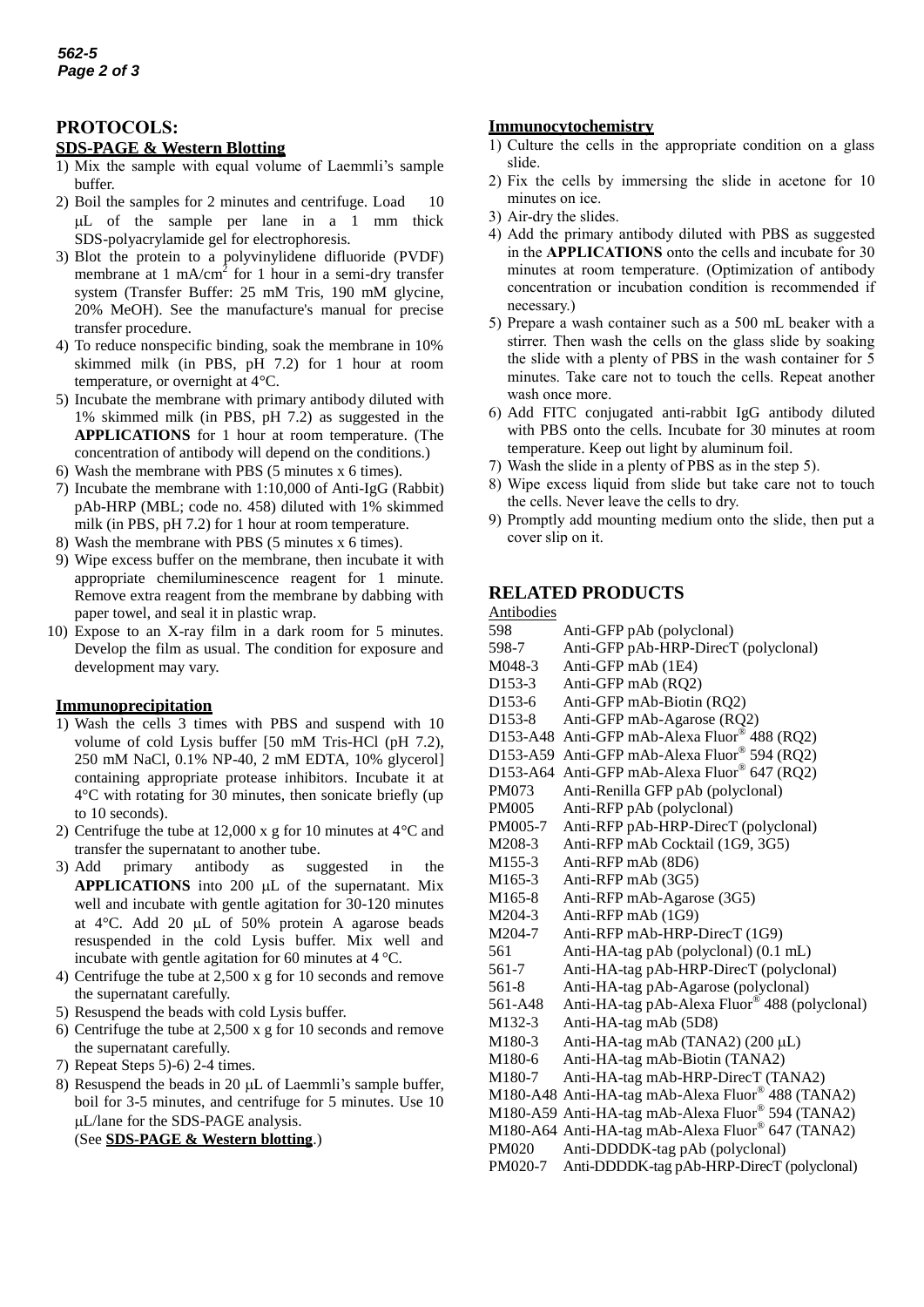## PROTOCOLS:

### SDS-PAGE & Western Blotting

1) Mix the sample with equal volume of Laemmli's sample buffer.
2) Boil the samples for 2 minutes and centrifuge. Load 10 µL of the sample per lane in a 1 mm thick SDS-polyacrylamide gel for electrophoresis.
3) Blot the protein to a polyvinylidene difluoride (PVDF) membrane at 1 mA/cm$^2$ for 1 hour in a semi-dry transfer system (Transfer Buffer: 25 mM Tris, 190 mM glycine, 20% MeOH). See the manufacture's manual for precise transfer procedure.
4) To reduce nonspecific binding, soak the membrane in 10% skimmed milk (in PBS, pH 7.2) for 1 hour at room temperature, or overnight at 4°C.
5) Incubate the membrane with primary antibody diluted with 1% skimmed milk (in PBS, pH 7.2) as suggested in the **APPLICATIONS** for 1 hour at room temperature. (The concentration of antibody will depend on the conditions.)
6) Wash the membrane with PBS (5 minutes x 6 times).
7) Incubate the membrane with 1:10,000 of Anti-IgG (Rabbit) pAb-HRP (MBL; code no. 458) diluted with 1% skimmed milk (in PBS, pH 7.2) for 1 hour at room temperature.
8) Wash the membrane with PBS (5 minutes x 6 times).
9) Wipe excess buffer on the membrane, then incubate it with appropriate chemiluminescence reagent for 1 minute. Remove extra reagent from the membrane by dabbing with paper towel, and seal it in plastic wrap.
10) Expose to an X-ray film in a dark room for 5 minutes. Develop the film as usual. The condition for exposure and development may vary.

### Immunoprecipitation

1) Wash the cells 3 times with PBS and suspend with 10 volume of cold Lysis buffer [50 mM Tris-HCl (pH 7.2), 250 mM NaCl, 0.1% NP-40, 2 mM EDTA, 10% glycerol] containing appropriate protease inhibitors. Incubate it at 4°C with rotating for 30 minutes, then sonicate briefly (up to 10 seconds).
2) Centrifuge the tube at 12,000 x g for 10 minutes at 4°C and transfer the supernatant to another tube.
3) Add primary antibody as suggested in the **APPLICATIONS** into 200 µL of the supernatant. Mix well and incubate with gentle agitation for 30-120 minutes at 4°C. Add 20 µL of 50% protein A agarose beads resuspended in the cold Lysis buffer. Mix well and incubate with gentle agitation for 60 minutes at 4 °C.
4) Centrifuge the tube at 2,500 x g for 10 seconds and remove the supernatant carefully.
5) Resuspend the beads with cold Lysis buffer.
6) Centrifuge the tube at 2,500 x g for 10 seconds and remove the supernatant carefully.
7) Repeat Steps 5)-6) 2-4 times.
8) Resuspend the beads in 20 µL of Laemmli's sample buffer, boil for 3-5 minutes, and centrifuge for 5 minutes. Use 10 µL/lane for the SDS-PAGE analysis.
   (See **SDS-PAGE & Western blotting**.)

### Immunocytochemistry

1) Culture the cells in the appropriate condition on a glass slide.
2) Fix the cells by immersing the slide in acetone for 10 minutes on ice.
3) Air-dry the slides.
4) Add the primary antibody diluted with PBS as suggested in the **APPLICATIONS** onto the cells and incubate for 30 minutes at room temperature. (Optimization of antibody concentration or incubation condition is recommended if necessary.)
5) Prepare a wash container such as a 500 mL beaker with a stirrer. Then wash the cells on the glass slide by soaking the slide with a plenty of PBS in the wash container for 5 minutes. Take care not to touch the cells. Repeat another wash once more.
6) Add FITC conjugated anti-rabbit IgG antibody diluted with PBS onto the cells. Incubate for 30 minutes at room temperature. Keep out light by aluminum foil.
7) Wash the slide in a plenty of PBS as in the step 5).
8) Wipe excess liquid from slide but take care not to touch the cells. Never leave the cells to dry.
9) Promptly add mounting medium onto the slide, then put a cover slip on it.

## RELATED PRODUCTS

Antibodies

| | |
|---|---|
| 598 | Anti-GFP pAb (polyclonal) |
| 598-7 | Anti-GFP pAb-HRP-DirecT (polyclonal) |
| M048-3 | Anti-GFP mAb (1E4) |
| D153-3 | Anti-GFP mAb (RQ2) |
| D153-6 | Anti-GFP mAb-Biotin (RQ2) |
| D153-8 | Anti-GFP mAb-Agarose (RQ2) |
| D153-A48 | Anti-GFP mAb-Alexa Fluor® 488 (RQ2) |
| D153-A59 | Anti-GFP mAb-Alexa Fluor® 594 (RQ2) |
| D153-A64 | Anti-GFP mAb-Alexa Fluor® 647 (RQ2) |
| PM073 | Anti-Renilla GFP pAb (polyclonal) |
| PM005 | Anti-RFP pAb (polyclonal) |
| PM005-7 | Anti-RFP pAb-HRP-DirecT (polyclonal) |
| M208-3 | Anti-RFP mAb Cocktail (1G9, 3G5) |
| M155-3 | Anti-RFP mAb (8D6) |
| M165-3 | Anti-RFP mAb (3G5) |
| M165-8 | Anti-RFP mAb-Agarose (3G5) |
| M204-3 | Anti-RFP mAb (1G9) |
| M204-7 | Anti-RFP mAb-HRP-DirecT (1G9) |
| 561 | Anti-HA-tag pAb (polyclonal) (0.1 mL) |
| 561-7 | Anti-HA-tag pAb-HRP-DirecT (polyclonal) |
| 561-8 | Anti-HA-tag pAb-Agarose (polyclonal) |
| 561-A48 | Anti-HA-tag pAb-Alexa Fluor® 488 (polyclonal) |
| M132-3 | Anti-HA-tag mAb (5D8) |
| M180-3 | Anti-HA-tag mAb (TANA2) (200 µL) |
| M180-6 | Anti-HA-tag mAb-Biotin (TANA2) |
| M180-7 | Anti-HA-tag mAb-HRP-DirecT (TANA2) |
| M180-A48 | Anti-HA-tag mAb-Alexa Fluor® 488 (TANA2) |
| M180-A59 | Anti-HA-tag mAb-Alexa Fluor® 594 (TANA2) |
| M180-A64 | Anti-HA-tag mAb-Alexa Fluor® 647 (TANA2) |
| PM020 | Anti-DDDDK-tag pAb (polyclonal) |
| PM020-7 | Anti-DDDDK-tag pAb-HRP-DirecT (polyclonal) |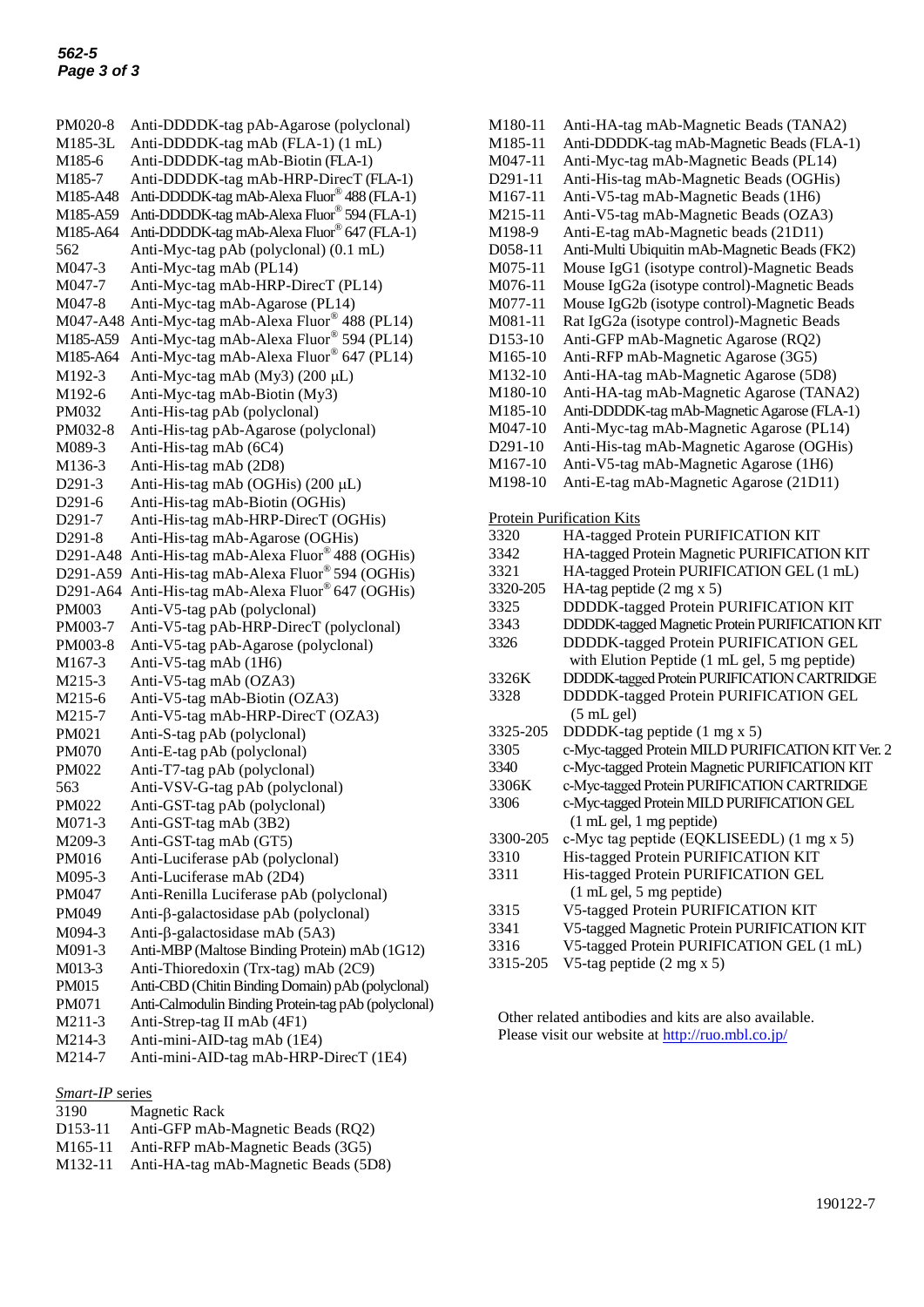| | |
|---|---|
| PM020-8 | Anti-DDDDK-tag pAb-Agarose (polyclonal) |
| M185-3L | Anti-DDDDK-tag mAb (FLA-1) (1 mL) |
| M185-6 | Anti-DDDDK-tag mAb-Biotin (FLA-1) |
| M185-7 | Anti-DDDDK-tag mAb-HRP-DirecT (FLA-1) |
| M185-A48 | Anti-DDDDK-tag mAb-Alexa Fluor® 488 (FLA-1) |
| M185-A59 | Anti-DDDDK-tag mAb-Alexa Fluor® 594 (FLA-1) |
| M185-A64 | Anti-DDDDK-tag mAb-Alexa Fluor® 647 (FLA-1) |
| 562 | Anti-Myc-tag pAb (polyclonal) (0.1 mL) |
| M047-3 | Anti-Myc-tag mAb (PL14) |
| M047-7 | Anti-Myc-tag mAb-HRP-DirecT (PL14) |
| M047-8 | Anti-Myc-tag mAb-Agarose (PL14) |
| M047-A48 | Anti-Myc-tag mAb-Alexa Fluor® 488 (PL14) |
| M185-A59 | Anti-Myc-tag mAb-Alexa Fluor® 594 (PL14) |
| M185-A64 | Anti-Myc-tag mAb-Alexa Fluor® 647 (PL14) |
| M192-3 | Anti-Myc-tag mAb (My3) (200 µL) |
| M192-6 | Anti-Myc-tag mAb-Biotin (My3) |
| PM032 | Anti-His-tag pAb (polyclonal) |
| PM032-8 | Anti-His-tag pAb-Agarose (polyclonal) |
| M089-3 | Anti-His-tag mAb (6C4) |
| M136-3 | Anti-His-tag mAb (2D8) |
| D291-3 | Anti-His-tag mAb (OGHis) (200 µL) |
| D291-6 | Anti-His-tag mAb-Biotin (OGHis) |
| D291-7 | Anti-His-tag mAb-HRP-DirecT (OGHis) |
| D291-8 | Anti-His-tag mAb-Agarose (OGHis) |
| D291-A48 | Anti-His-tag mAb-Alexa Fluor® 488 (OGHis) |
| D291-A59 | Anti-His-tag mAb-Alexa Fluor® 594 (OGHis) |
| D291-A64 | Anti-His-tag mAb-Alexa Fluor® 647 (OGHis) |
| PM003 | Anti-V5-tag pAb (polyclonal) |
| PM003-7 | Anti-V5-tag pAb-HRP-DirecT (polyclonal) |
| PM003-8 | Anti-V5-tag pAb-Agarose (polyclonal) |
| M167-3 | Anti-V5-tag mAb (1H6) |
| M215-3 | Anti-V5-tag mAb (OZA3) |
| M215-6 | Anti-V5-tag mAb-Biotin (OZA3) |
| M215-7 | Anti-V5-tag mAb-HRP-DirecT (OZA3) |
| PM021 | Anti-S-tag pAb (polyclonal) |
| PM070 | Anti-E-tag pAb (polyclonal) |
| PM022 | Anti-T7-tag pAb (polyclonal) |
| 563 | Anti-VSV-G-tag pAb (polyclonal) |
| PM022 | Anti-GST-tag pAb (polyclonal) |
| M071-3 | Anti-GST-tag mAb (3B2) |
| M209-3 | Anti-GST-tag mAb (GT5) |
| PM016 | Anti-Luciferase pAb (polyclonal) |
| M095-3 | Anti-Luciferase mAb (2D4) |
| PM047 | Anti-Renilla Luciferase pAb (polyclonal) |
| PM049 | Anti-β-galactosidase pAb (polyclonal) |
| M094-3 | Anti-β-galactosidase mAb (5A3) |
| M091-3 | Anti-MBP (Maltose Binding Protein) mAb (1G12) |
| M013-3 | Anti-Thioredoxin (Trx-tag) mAb (2C9) |
| PM015 | Anti-CBD (Chitin Binding Domain) pAb (polyclonal) |
| PM071 | Anti-Calmodulin Binding Protein-tag pAb (polyclonal) |
| M211-3 | Anti-Strep-tag II mAb (4F1) |
| M214-3 | Anti-mini-AID-tag mAb (1E4) |
| M214-7 | Anti-mini-AID-tag mAb-HRP-DirecT (1E4) |

*Smart-IP* series

| | |
|---|---|
| 3190 | Magnetic Rack |
| D153-11 | Anti-GFP mAb-Magnetic Beads (RQ2) |
| M165-11 | Anti-RFP mAb-Magnetic Beads (3G5) |
| M132-11 | Anti-HA-tag mAb-Magnetic Beads (5D8) |
| M180-11 | Anti-HA-tag mAb-Magnetic Beads (TANA2) |
| M185-11 | Anti-DDDDK-tag mAb-Magnetic Beads (FLA-1) |
| M047-11 | Anti-Myc-tag mAb-Magnetic Beads (PL14) |
| D291-11 | Anti-His-tag mAb-Magnetic Beads (OGHis) |
| M167-11 | Anti-V5-tag mAb-Magnetic Beads (1H6) |
| M215-11 | Anti-V5-tag mAb-Magnetic Beads (OZA3) |
| M198-9 | Anti-E-tag mAb-Magnetic beads (21D11) |
| D058-11 | Anti-Multi Ubiquitin mAb-Magnetic Beads (FK2) |
| M075-11 | Mouse IgG1 (isotype control)-Magnetic Beads |
| M076-11 | Mouse IgG2a (isotype control)-Magnetic Beads |
| M077-11 | Mouse IgG2b (isotype control)-Magnetic Beads |
| M081-11 | Rat IgG2a (isotype control)-Magnetic Beads |
| D153-10 | Anti-GFP mAb-Magnetic Agarose (RQ2) |
| M165-10 | Anti-RFP mAb-Magnetic Agarose (3G5) |
| M132-10 | Anti-HA-tag mAb-Magnetic Agarose (5D8) |
| M180-10 | Anti-HA-tag mAb-Magnetic Agarose (TANA2) |
| M185-10 | Anti-DDDDK-tag mAb-Magnetic Agarose (FLA-1) |
| M047-10 | Anti-Myc-tag mAb-Magnetic Agarose (PL14) |
| D291-10 | Anti-His-tag mAb-Magnetic Agarose (OGHis) |
| M167-10 | Anti-V5-tag mAb-Magnetic Agarose (1H6) |
| M198-10 | Anti-E-tag mAb-Magnetic Agarose (21D11) |

Protein Purification Kits

| | |
|---|---|
| 3320 | HA-tagged Protein PURIFICATION KIT |
| 3342 | HA-tagged Protein Magnetic PURIFICATION KIT |
| 3321 | HA-tagged Protein PURIFICATION GEL (1 mL) |
| 3320-205 | HA-tag peptide (2 mg x 5) |
| 3325 | DDDDK-tagged Protein PURIFICATION KIT |
| 3343 | DDDDK-tagged Magnetic Protein PURIFICATION KIT |
| 3326 | DDDDK-tagged Protein PURIFICATION GEL with Elution Peptide (1 mL gel, 5 mg peptide) |
| 3326K | DDDDK-tagged Protein PURIFICATION CARTRIDGE |
| 3328 | DDDDK-tagged Protein PURIFICATION GEL (5 mL gel) |
| 3325-205 | DDDDK-tag peptide (1 mg x 5) |
| 3305 | c-Myc-tagged Protein MILD PURIFICATION KIT Ver. 2 |
| 3340 | c-Myc-tagged Protein Magnetic PURIFICATION KIT |
| 3306K | c-Myc-tagged Protein PURIFICATION CARTRIDGE |
| 3306 | c-Myc-tagged Protein MILD PURIFICATION GEL (1 mL gel, 1 mg peptide) |
| 3300-205 | c-Myc tag peptide (EQKLISEEDL) (1 mg x 5) |
| 3310 | His-tagged Protein PURIFICATION KIT |
| 3311 | His-tagged Protein PURIFICATION GEL (1 mL gel, 5 mg peptide) |
| 3315 | V5-tagged Protein PURIFICATION KIT |
| 3341 | V5-tagged Magnetic Protein PURIFICATION KIT |
| 3316 | V5-tagged Protein PURIFICATION GEL (1 mL) |
| 3315-205 | V5-tag peptide (2 mg x 5) |

Other related antibodies and kits are also available.
Please visit our website at http://ruo.mbl.co.jp/

190122-7